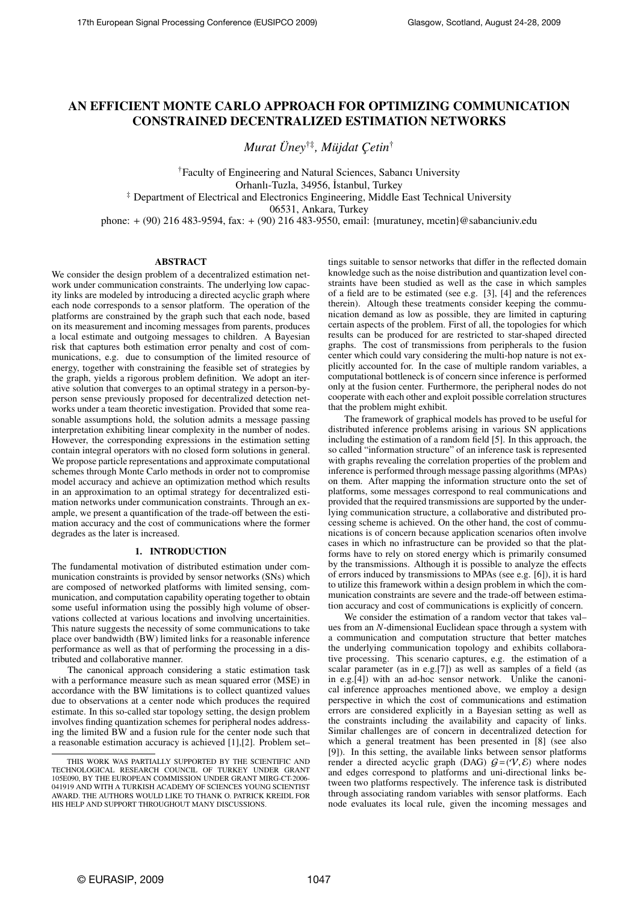# AN EFFICIENT MONTE CARLO APPROACH FOR OPTIMIZING COMMUNICATION CONSTRAINED DECENTRALIZED ESTIMATION NETWORKS

*Murat Üney*[†‡], *Müjdat Çetin*[†]

[†]Faculty of Engineering and Natural Sciences, Sabancı University
Orhanlı-Tuzla, 34956, İstanbul, Turkey
[‡] Department of Electrical and Electronics Engineering, Middle East Technical University
06531, Ankara, Turkey
phone: + (90) 216 483-9594, fax: + (90) 216 483-9550, email: {muratuney, mcetin}@sabanciuniv.edu

## ABSTRACT

We consider the design problem of a decentralized estimation network under communication constraints. The underlying low capacity links are modeled by introducing a directed acyclic graph where each node corresponds to a sensor platform. The operation of the platforms are constrained by the graph such that each node, based on its measurement and incoming messages from parents, produces a local estimate and outgoing messages to children. A Bayesian risk that captures both estimation error penalty and cost of communications, e.g. due to consumption of the limited resource of energy, together with constraining the feasible set of strategies by the graph, yields a rigorous problem definition. We adopt an iterative solution that converges to an optimal strategy in a person-by-person sense previously proposed for decentralized detection networks under a team theoretic investigation. Provided that some reasonable assumptions hold, the solution admits a message passing interpretation exhibiting linear complexity in the number of nodes. However, the corresponding expressions in the estimation setting contain integral operators with no closed form solutions in general. We propose particle representations and approximate computational schemes through Monte Carlo methods in order not to compromise model accuracy and achieve an optimization method which results in an approximation to an optimal strategy for decentralized estimation networks under communication constraints. Through an example, we present a quantification of the trade-off between the estimation accuracy and the cost of communications where the former degrades as the later is increased.

## 1. INTRODUCTION

The fundamental motivation of distributed estimation under communication constraints is provided by sensor networks (SNs) which are composed of networked platforms with limited sensing, communication, and computation capability operating together to obtain some useful information using the possibly high volume of observations collected at various locations and involving uncertainities. This nature suggests the necessity of some communications to take place over bandwidth (BW) limited links for a reasonable inference performance as well as that of performing the processing in a distributed and collaborative manner.

The canonical approach considering a static estimation task with a performance measure such as mean squared error (MSE) in accordance with the BW limitations is to collect quantized values due to observations at a center node which produces the required estimate. In this so-called star topology setting, the design problem involves finding quantization schemes for peripheral nodes addressing the limited BW and a fusion rule for the center node such that a reasonable estimation accuracy is achieved [1],[2]. Problem settings suitable to sensor networks that differ in the reflected domain knowledge such as the noise distribution and quantization level constraints have been studied as well as the case in which samples of a field are to be estimated (see e.g. [3], [4] and the references therein). Altough these treatments consider keeping the communication demand as low as possible, they are limited in capturing certain aspects of the problem. First of all, the topologies for which results can be produced for are restricted to star-shaped directed graphs. The cost of transmissions from peripherals to the fusion center which could vary considering the multi-hop nature is not explicitly accounted for. In the case of multiple random variables, a computational bottleneck is of concern since inference is performed only at the fusion center. Furthermore, the peripheral nodes do not cooperate with each other and exploit possible correlation structures that the problem might exhibit.

The framework of graphical models has proved to be useful for distributed inference problems arising in various SN applications including the estimation of a random field [5]. In this approach, the so called "information structure" of an inference task is represented with graphs revealing the correlation properties of the problem and inference is performed through message passing algorithms (MPAs) on them. After mapping the information structure onto the set of platforms, some messages correspond to real communications and provided that the required transmissions are supported by the underlying communication structure, a collaborative and distributed processing scheme is achieved. On the other hand, the cost of communications is of concern because application scenarios often involve cases in which no infrastructure can be provided so that the platforms have to rely on stored energy which is primarily consumed by the transmissions. Although it is possible to analyze the effects of errors induced by transmissions to MPAs (see e.g. [6]), it is hard to utilize this framework within a design problem in which the communication constraints are severe and the trade-off between estimation accuracy and cost of communications is explicitly of concern.

We consider the estimation of a random vector that takes values from an $N$-dimensional Euclidean space through a system with a communication and computation structure that better matches the underlying communication topology and exhibits collaborative processing. This scenario captures, e.g. the estimation of a scalar parameter (as in e.g.[7]) as well as samples of a field (as in e.g.[4]) with an ad-hoc sensor network. Unlike the canonical inference approaches mentioned above, we employ a design perspective in which the cost of communications and estimation errors are considered explicitly in a Bayesian setting as well as the constraints including the availability and capacity of links. Similar challenges are of concern in decentralized detection for which a general treatment has been presented in [8] (see also [9]). In this setting, the available links between sensor platforms render a directed acyclic graph (DAG) $\mathcal{G} = (\mathcal{V}, \mathcal{E})$ where nodes and edges correspond to platforms and uni-directional links between two platforms respectively. The inference task is distributed through associating random variables with sensor platforms. Each node evaluates its local rule, given the incoming messages and

THIS WORK WAS PARTIALLY SUPPORTED BY THE SCIENTIFIC AND TECHNOLOGICAL RESEARCH COUNCIL OF TURKEY UNDER GRANT 105E090, BY THE EUROPEAN COMMISSION UNDER GRANT MIRG-CT-2006-041919 AND WITH A TURKISH ACADEMY OF SCIENCES YOUNG SCIENTIST AWARD. THE AUTHORS WOULD LIKE TO THANK O. PATRICK KREIDL FOR HIS HELP AND SUPPORT THROUGHOUT MANY DISCUSSIONS.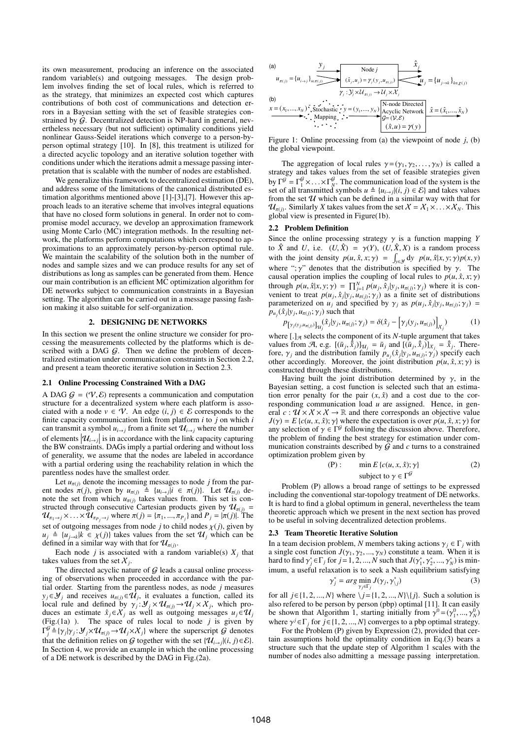its own measurement, producing an inference on the associated random variable(s) and outgoing messages. The design problem involves finding the set of local rules, which is referred to as the strategy, that minimizes an expected cost which captures contributions of both cost of communications and detection errors in a Bayesian setting with the set of feasible strategies constrained by $\mathcal{G}$. Decentralized detection is NP-hard in general, nevertheless necessary (but not sufficient) optimality conditions yield nonlinear Gauss-Seidel iterations which converge to a person-by-person optimal strategy [10]. In [8], this treatment is utilized for a directed acyclic topology and an iterative solution together with conditions under which the iterations admit a message passing interpretation that is scalable with the number of nodes are established.

We generalize this framework to decentralized estimation (DE), and address some of the limitations of the canonical distributed estimation algorithms mentioned above [1]-[3],[7]. However this approach leads to an iterative scheme that involves integral equations that have no closed form solutions in general. In order not to compromise model accuracy, we develop an approximation framework using Monte Carlo (MC) integration methods. In the resulting network, the platforms perform computations which correspond to approximations to an approximately person-by-person optimal rule. We maintain the scalability of the solution both in the number of nodes and sample sizes and we can produce results for any set of distributions as long as samples can be generated from them. Hence our main contribution is an efficient MC optimization algorithm for DE networks subject to communication constraints in a Bayesian setting. The algorithm can be carried out in a message passing fashion making it also suitable for self-organization.

## 2. DESIGNING DE NETWORKS

In this section we present the online structure we consider for processing the measurements collected by the platforms which is described with a DAG $\mathcal{G}$. Then we define the problem of decentralized estimation under communication constraints in Section 2.2, and present a team theoretic iterative solution in Section 2.3.

### 2.1 Online Processing Constrained With a DAG

A DAG $\mathcal{G} = (\mathcal{V}, \mathcal{E})$ represents a communication and computation structure for a decentralized system where each platform is associated with a node $v \in \mathcal{V}$. An edge $(i, j) \in \mathcal{E}$ corresponds to the finite capacity communication link from platform $i$ to $j$ on which $i$ can transmit a symbol $u_{i\to j}$ from a finite set $\mathcal{U}_{i\to j}$ where the number of elements $|\mathcal{U}_{i\to j}|$ is in accordance with the link capacity capturing the BW constraints. DAGs imply a partial ordering and without loss of generality, we assume that the nodes are labeled in accordance with a partial ordering using the reachability relation in which the parentless nodes have the smallest order.

Let $u_{\pi(j)}$ denote the incoming messages to node $j$ from the parent nodes $\pi(j)$, given by $u_{\pi(j)} \triangleq \{u_{i\to j}|i \in \pi(j)\}$. Let $\mathcal{U}_{\pi(j)}$ denote the set from which $u_{\pi(j)}$ takes values from. This set is constructed through consecutive Cartesian products given by $\mathcal{U}_{\pi(j)} = \mathcal{U}_{\pi_1\to j} \times \ldots \times \mathcal{U}_{\pi_{P_j}\to j}$ where $\pi(j) = \{\pi_1, ..., \pi_{P_j}\}$ and $P_j = |\pi(j)|$. The set of outgoing messages from node $j$ to child nodes $\chi(j)$, given by $u_j \triangleq \{u_{j\to k}|k \in \chi(j)\}$ takes values from the set $\mathcal{U}_j$ which can be defined in a similar way with that for $\mathcal{U}_{\pi(j)}$.

Each node $j$ is associated with a random variable(s) $X_j$ that takes values from the set $\mathcal{X}_j$.

The directed acyclic nature of $\mathcal{G}$ leads a causal online processing of observations when proceeded in accordance with the partial order. Starting from the parentless nodes, as node $j$ measures $y_j \in \mathcal{Y}_j$ and receives $u_{\pi(j)} \in \mathcal{U}_j$, it evaluates a function, called its local rule and defined by $\gamma_j : \mathcal{Y}_j \times \mathcal{U}_{\pi(j)} \to \mathcal{U}_j \times \mathcal{X}_j$, which produces an estimate $\hat{x}_j \in \mathcal{X}_j$ as well as outgoing messages $u_j \in \mathcal{U}_j$ (Fig.(1a) ). The space of rules local to node $j$ is given by $\Gamma^{\mathcal{G}}_j \triangleq \{\gamma_j|\gamma_j : \mathcal{Y}_j \times \mathcal{U}_{\pi(j)} \to \mathcal{U}_j \times \mathcal{X}_j\}$ where the superscript $\mathcal{G}$ denotes that the definition relies on $\mathcal{G}$ together with the set $\{\mathcal{U}_{i\to j}|(i, j) \in \mathcal{E}\}$. In Section 4, we provide an example in which the online processing of a DE network is described by the DAG in Fig.(2a).

Figure 1: Online processing from (a) the viewpoint of node $j$, (b) the global viewpoint.

The aggregation of local rules $\gamma = (\gamma_1, \gamma_2, \ldots, \gamma_N)$ is called a strategy and takes values from the set of feasible strategies given by $\Gamma^{\mathcal{G}} = \Gamma^{\mathcal{G}}_1 \times \ldots \times \Gamma^{\mathcal{G}}_N$. The communication load of the system is the set of all transmitted symbols $u \triangleq \{u_{i\to j}|(i, j) \in \mathcal{E}\}$ and takes values from the set $\mathcal{U}$ which can be defined in a similar way with that for $\mathcal{U}_{\pi(j)}$. Similarly $X$ takes values from the set $\mathcal{X} = \mathcal{X}_1 \times \ldots \times \mathcal{X}_N$. This global view is presented in Figure(1b).

### 2.2 Problem Definition

Since the online processing strategy $\gamma$ is a function mapping $Y$ to $\hat{X}$ and $U$, i.e. $(U, \hat{X}) = \gamma(Y)$, $(U, \hat{X}, X)$ is a random process with the joint density $p(u, \hat{x}, x; \gamma) = \int_{y\in\mathcal{Y}} dy \;\; p(u, \hat{x}|x, y; \gamma)p(x, y)$ where "; $\gamma$" denotes that the distribution is specified by $\gamma$. The causal operation implies the coupling of local rules to $p(u, \hat{x}, x; \gamma)$ through $p(u, \hat{x}|x, y; \gamma) = \prod_{j=1}^{N} p(u_j, \hat{x}_j|y_j, u_{\pi(j)}; \gamma_j)$ where it is convenient to treat $p(u_j, \hat{x}_j|y_j, u_{\pi(j)}; \gamma_j)$ as a finite set of distributions parameterized on $u_j$ and specified by $\gamma_j$ as $p(u_j, \hat{x}_j|y_j, u_{\pi(j)}; \gamma_j) = p_{u_j}(\hat{x}_j|y_j, u_{\pi(j)}; \gamma_j)$ such that

$$p_{\left[\gamma_j(y_j, u_{\pi(j)})\right]_{\mathcal{U}_j}}(\hat{x}_j|y_j, u_{\pi(j)}; \gamma_j) = \delta(\hat{x}_j - \left[\gamma_j(y_j, u_{\pi(j)})\right]_{\mathcal{X}_j}) \tag{1}$$

where $[.]_{\mathcal{A}}$ selects the component of its $N$-tuple argument that takes values from $\mathcal{A}$, e.g. $[(\bar{u}_j, \hat{\bar{x}}_j)]_{\mathcal{U}_j} = \bar{u}_j$ and $[(\bar{u}_j, \hat{\bar{x}}_j)]_{\mathcal{X}_j} = \hat{\bar{x}}_j$. Therefore, $\gamma_j$ and the distribution family $p_{u_j}(\hat{x}_j|y_j, u_{\pi(j)}; \gamma_j)$ specify each other accordingly. Moreover, the joint distribution $p(u, \hat{x}, x; \gamma)$ is constructed through these distributions.

Having built the joint distribution determined by $\gamma$, in the Bayesian setting, a cost function is selected such that an estimation error penalty for the pair $(x, \hat{x})$ and a cost due to the corresponding communication load $u$ are assigned. Hence, in general $c : \mathcal{U} \times \mathcal{X} \times \mathcal{X} \to \mathbb{R}$ and there corresponds an objective value $J(\gamma) = E\{c(u, x, \hat{x}); \gamma\}$ where the expectation is over $p(u, \hat{x}, x; \gamma)$ for any selection of $\gamma \in \Gamma^{\mathcal{G}}$ following the discussion above. Therefore, the problem of finding the best strategy for estimation under communication constraints described by $\mathcal{G}$ and $c$ turns to a constrained optimization problem given by

$$\text{(P)} : \quad \min E\{c(u, x, \hat{x}); \gamma\} \tag{2}$$
$$\text{subject to } \gamma \in \Gamma^{\mathcal{G}}$$

Problem (P) allows a broad range of settings to be expressed including the conventional star-topology treatment of DE networks. It is hard to find a global optimum in general, nevertheless the team theoretic approach which we present in the next section has proved to be useful in solving decentralized detection problems.

### 2.3 Team Theoretic Iterative Solution

In a team decision problem, $N$ members taking actions $\gamma_j \in \Gamma_j$ with a single cost function $J(\gamma_1, \gamma_2, ..., \gamma_N)$ constitute a team. When it is hard to find $\gamma^*_j \in \Gamma_j$ for $j = 1, 2, ..., N$ such that $J(\gamma^*_1, \gamma^*_2, ..., \gamma^*_N)$ is minimum, a useful relaxation is to seek a Nash equilibrium satisfying

$$\gamma^*_j = \arg\min_{\gamma_j\in\Gamma_j} J(\gamma_j, \gamma^*_{\setminus j}) \tag{3}$$

for all $j \in \{1, 2, ..., N\}$ where $\setminus j = \{1, 2, ..., N\}\setminus\{j\}$. Such a solution is also refered to be person by person (pbp) optimal [11]. It can easily be shown that Algorithm 1, starting initially from $\gamma^0 = (\gamma^0_1, ..., \gamma^0_N)$ where $\gamma^j \in \Gamma_j$ for $j \in \{1, 2, ..., N\}$ converges to a pbp optimal strategy.

For the Problem (P) given by Expression (2), provided that certain assumptions hold the optimality condition in Eq.(3) bears a structure such that the update step of Algorithm 1 scales with the number of nodes also admitting a message passing interpretation.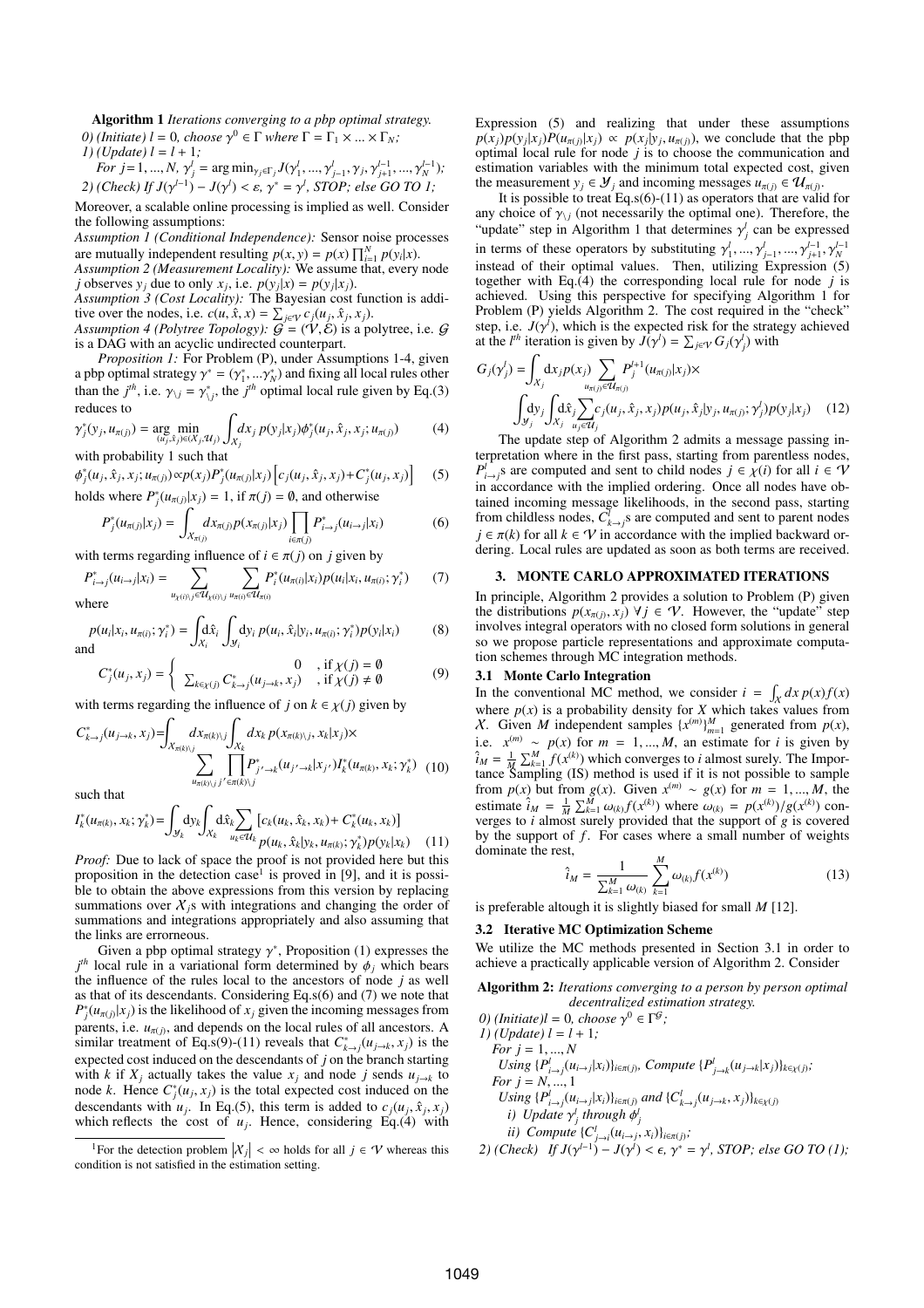**Algorithm 1** *Iterations converging to a pbp optimal strategy.*

*0) (Initiate)* $l = 0$, *choose* $\gamma^0 \in \Gamma$ *where* $\Gamma = \Gamma_1 \times ... \times \Gamma_N$;

*1) (Update)* $l = l + 1$;

*For* $j = 1, ..., N$, $\gamma_j^l = \arg\min_{\gamma_j \in \Gamma_j} J(\gamma_1^l, ..., \gamma_{j-1}^l, \gamma_j, \gamma_{j+1}^{l-1}, ..., \gamma_N^{l-1})$;

*2) (Check) If* $J(\gamma^{l-1}) - J(\gamma^l) < \varepsilon$, $\gamma^* = \gamma^l$, *STOP; else GO TO 1;*

Moreover, a scalable online processing is implied as well. Consider the following assumptions:

*Assumption 1 (Conditional Independence):* Sensor noise processes are mutually independent resulting $p(x, y) = p(x) \prod_{i=1}^N p(y_i|x)$.

*Assumption 2 (Measurement Locality):* We assume that, every node $j$ observes $y_j$ due to only $x_j$, i.e. $p(y_j|x) = p(y_j|x_j)$.

*Assumption 3 (Cost Locality):* The Bayesian cost function is additive over the nodes, i.e. $c(u, \hat{x}, x) = \sum_{j \in \mathcal{V}} c_j(u_j, \hat{x}_j, x_j)$.

*Assumption 4 (Polytree Topology):* $\mathcal{G} = (\mathcal{V}, \mathcal{E})$ is a polytree, i.e. $\mathcal{G}$ is a DAG with an acyclic undirected counterpart.

*Proposition 1:* For Problem (P), under Assumptions 1-4, given a pbp optimal strategy $\gamma^* = (\gamma_1^*, ...\gamma_N^*)$ and fixing all local rules other than the $j^{th}$, i.e. $\gamma_{\setminus j} = \gamma_{\setminus j}^*$, the $j^{th}$ optimal local rule given by Eq.(3) reduces to

$$\gamma_j^*(y_j, u_{\pi(j)}) = \underset{(u_j, \hat{x}_j) \in (\mathcal{X}_j, \mathcal{U}_j)}{\arg\min} \int_{\mathcal{X}_j} dx_j\, p(y_j|x_j) \phi_j^*(u_j, \hat{x}_j, x_j; u_{\pi(j)}) \tag{4}$$

with probability 1 such that

$$\phi_j^*(u_j, \hat{x}_j, x_j; u_{\pi(j)}) \propto p(x_j) P_j^*(u_{\pi(j)}|x_j) \left[c_j(u_j, \hat{x}_j, x_j) + C_j^*(u_j, x_j)\right] \tag{5}$$

holds where $P_j^*(u_{\pi(j)}|x_j) = 1$, if $\pi(j) = \emptyset$, and otherwise

$$P_j^*(u_{\pi(j)}|x_j) = \int_{\mathcal{X}_{\pi(j)}} dx_{\pi(j)}\, p(x_{\pi(j)}|x_j) \prod_{i \in \pi(j)} P_{i \to j}^*(u_{i \to j}|x_i) \tag{6}$$

with terms regarding influence of $i \in \pi(j)$ on $j$ given by

$$P_{i \to j}^*(u_{i \to j}|x_i) = \sum_{u_{\chi(i) \setminus j} \in \mathcal{U}_{\chi(i) \setminus j}} \sum_{u_{\pi(i)} \in \mathcal{U}_{\pi(i)}} P_i^*(u_{\pi(i)}|x_i) p(u_i|x_i, u_{\pi(i)}; \gamma_i^*) \tag{7}$$

where

$$p(u_i|x_i, u_{\pi(i)}; \gamma_i^*) = \int_{\mathcal{X}_i} d\hat{x}_i \int_{\mathcal{Y}_i} dy_i\, p(u_i, \hat{x}_i|y_i, u_{\pi(i)}; \gamma_i^*) p(y_i|x_i) \tag{8}$$

and

$$C_j^*(u_j, x_j) = \begin{cases} 0 & \text{, if } \chi(j) = \emptyset \\ \sum_{k \in \chi(j)} C_{k \to j}^*(u_{j \to k}, x_j) & \text{, if } \chi(j) \neq \emptyset \end{cases} \tag{9}$$

with terms regarding the influence of $j$ on $k \in \chi(j)$ given by

$$C_{k \to j}^*(u_{j \to k}, x_j) = \int_{\mathcal{X}_{\pi(k) \setminus j}} dx_{\pi(k) \setminus j} \int_{\mathcal{X}_k} dx_k\, p(x_{\pi(k) \setminus j}, x_k|x_j) \times \sum_{u_{\pi(k) \setminus j}} \prod_{j' \in \pi(k) \setminus j} P_{j' \to k}^*(u_{j' \to k}|x_{j'}) I_k^*(u_{\pi(k)}, x_k; \gamma_k^*) \tag{10}$$

such that

$$I_k^*(u_{\pi(k)}, x_k; \gamma_k^*) = \int_{\mathcal{Y}_k} dy_k \int_{\mathcal{X}_k} d\hat{x}_k \sum_{u_k \in \mathcal{U}_k} \left[c_k(u_k, \hat{x}_k, x_k) + C_k^*(u_k, x_k)\right] p(u_k, \hat{x}_k|y_k, u_{\pi(k)}; \gamma_k^*) p(y_k|x_k) \tag{11}$$

*Proof:* Due to lack of space the proof is not provided here but this proposition in the detection case[1] is proved in [9], and it is possible to obtain the above expressions from this version by replacing summations over $\mathcal{X}_j$s with integrations and changing the order of summations and integrations appropriately and also assuming that the links are erroneous.

Given a pbp optimal strategy $\gamma^*$, Proposition (1) expresses the $j^{th}$ local rule in a variational form determined by $\phi_j$ which bears the influence of the rules local to the ancestors of node $j$ as well as that of its descendants. Considering Eq.(6) and (7) we note that $P_j^*(u_{\pi(j)}|x_j)$ is the likelihood of $x_j$ given the incoming messages from parents, i.e. $u_{\pi(j)}$, and depends on the local rules of all ancestors. A similar treatment of Eq.s(9)-(11) reveals that $C_{k \to j}^*(u_{j \to k}, x_j)$ is the expected cost induced on the descendants of $j$ on the branch starting with $k$ if $X_j$ actually takes the value $x_j$ and node $j$ sends $u_{j \to k}$ to node $k$. Hence $C_j^*(u_j, x_j)$ is the total expected cost induced on the descendants with $u_j$. In Eq.(5), this term is added to $c_j(u_j, \hat{x}_j, x_j)$ which reflects the cost of $u_j$. Hence, considering Eq.(4) with Expression (5) and realizing that under these assumptions $p(x_j)p(y_j|x_j)P(u_{\pi(j)}|x_j) \propto p(x_j|y_j, u_{\pi(j)})$, we conclude that the pbp optimal local rule for node $j$ is to choose the communication and estimation variables with the minimum total expected cost, given the measurement $y_j \in \mathcal{Y}_j$ and incoming messages $u_{\pi(j)} \in \mathcal{U}_{\pi(j)}$.

It is possible to treat Eq.s(6)-(11) as operators that are valid for any choice of $\gamma_{\setminus j}$ (not necessarily the optimal one). Therefore, the "update" step in Algorithm 1 that determines $\gamma_j^l$ can be expressed in terms of these operators by substituting $\gamma_1^l, ..., \gamma_{j-1}^l, \gamma_{j+1}^{l-1}, ..., \gamma_N^{l-1}$ instead of their optimal values. Then, utilizing Expression (5) together with Eq.(4) the corresponding local rule for node $j$ is achieved. Using this perspective for specifying Algorithm 1 for Problem (P) yields Algorithm 2. The cost required in the "check" step, i.e. $J(\gamma^l)$, which is the expected risk for the strategy achieved at the $l^{th}$ iteration is given by $J(\gamma^l) = \sum_{j \in \mathcal{V}} G_j(\gamma_j^l)$ with

$$G_j(\gamma_j^l) = \int_{\mathcal{X}_j} dx_j\, p(x_j) \sum_{u_{\pi(j)} \in \mathcal{U}_{\pi(j)}} P_j^{l+1}(u_{\pi(j)}|x_j) \times \int_{\mathcal{Y}_j} dy_j \int_{\mathcal{X}_j} d\hat{x}_j \sum_{u_j \in \mathcal{U}_j} c_j(u_j, \hat{x}_j, x_j) p(u_j, \hat{x}_j|y_j, u_{\pi(j)}; \gamma_j^l) p(y_j|x_j) \tag{12}$$

The update step of Algorithm 2 admits a message passing interpretation where in the first pass, starting from parentless nodes, $P_{i \to j}^l$s are computed and sent to child nodes $j \in \chi(i)$ for all $i \in \mathcal{V}$ in accordance with the implied ordering. Once all nodes have obtained incoming message likelihoods, in the second pass, starting from childless nodes, $C_{k \to j}^l$s are computed and sent to parent nodes $j \in \pi(k)$ for all $k \in \mathcal{V}$ in accordance with the implied backward ordering. Local rules are updated as soon as both terms are received.

## 3. MONTE CARLO APPROXIMATED ITERATIONS

In principle, Algorithm 2 provides a solution to Problem (P) given the distributions $p(x_{\pi(j)}, x_j)$ $\forall j \in \mathcal{V}$. However, the "update" step involves integral operators with no closed form solutions in general so we propose particle representations and approximate computation schemes through MC integration methods.

### 3.1 Monte Carlo Integration

In the conventional MC method, we consider $i = \int_{\mathcal{X}} dx\, p(x) f(x)$ where $p(x)$ is a probability density for $X$ which takes values from $\mathcal{X}$. Given $M$ independent samples $\{x^{(m)}\}_{m=1}^M$ generated from $p(x)$, i.e. $x^{(m)} \sim p(x)$ for $m = 1, ..., M$, an estimate for $i$ is given by $\hat{i}_M = \frac{1}{M} \sum_{k=1}^M f(x^{(k)})$ which converges to $i$ almost surely. The Importance Sampling (IS) method is used if it is not possible to sample from $p(x)$ but from $g(x)$. Given $x^{(m)} \sim g(x)$ for $m = 1, ..., M$, the estimate $\hat{i}_M = \frac{1}{M} \sum_{k=1}^M \omega_{(k)} f(x^{(k)})$ where $\omega_{(k)} = p(x^{(k)})/g(x^{(k)})$ converges to $i$ almost surely provided that the support of $g$ is covered by the support of $f$. For cases where a small number of weights dominate the rest,

$$\hat{i}_M = \frac{1}{\sum_{k=1}^M \omega_{(k)}} \sum_{k=1}^M \omega_{(k)} f(x^{(k)}) \tag{13}$$

is preferable altough it is slightly biased for small $M$ [12].

### 3.2 Iterative MC Optimization Scheme

We utilize the MC methods presented in Section 3.1 in order to achieve a practically applicable version of Algorithm 2. Consider

**Algorithm 2:** *Iterations converging to a person by person optimal decentralized estimation strategy.*

*0) (Initiate)* $l = 0$, *choose* $\gamma^0 \in \Gamma^{\mathcal{G}}$;

*1) (Update)* $l = l + 1$;

*For* $j = 1, ..., N$

*Using* $\{P_{i \to j}^l(u_{i \to j}|x_i)\}_{i \in \pi(j)}$, *Compute* $\{P_{j \to k}^l(u_{j \to k}|x_j)\}_{k \in \chi(j)}$;

*For* $j = N, ..., 1$

*Using* $\{P_{i \to j}^l(u_{i \to j}|x_i)\}_{i \in \pi(j)}$ *and* $\{C_{k \to j}^l(u_{j \to k}, x_j)\}_{k \in \chi(j)}$

*i) Update* $\gamma_j^l$ *through* $\phi_j^l$

*ii) Compute* $\{C_{j \to i}^l(u_{i \to j}, x_i)\}_{i \in \pi(j)}$;

*2) (Check) If* $J(\gamma^{l-1}) - J(\gamma^l) < \epsilon$, $\gamma^* = \gamma^l$, *STOP; else GO TO (1);*

---

[1] For the detection problem $|\mathcal{X}_j| < \infty$ holds for all $j \in \mathcal{V}$ whereas this condition is not satisfied in the estimation setting.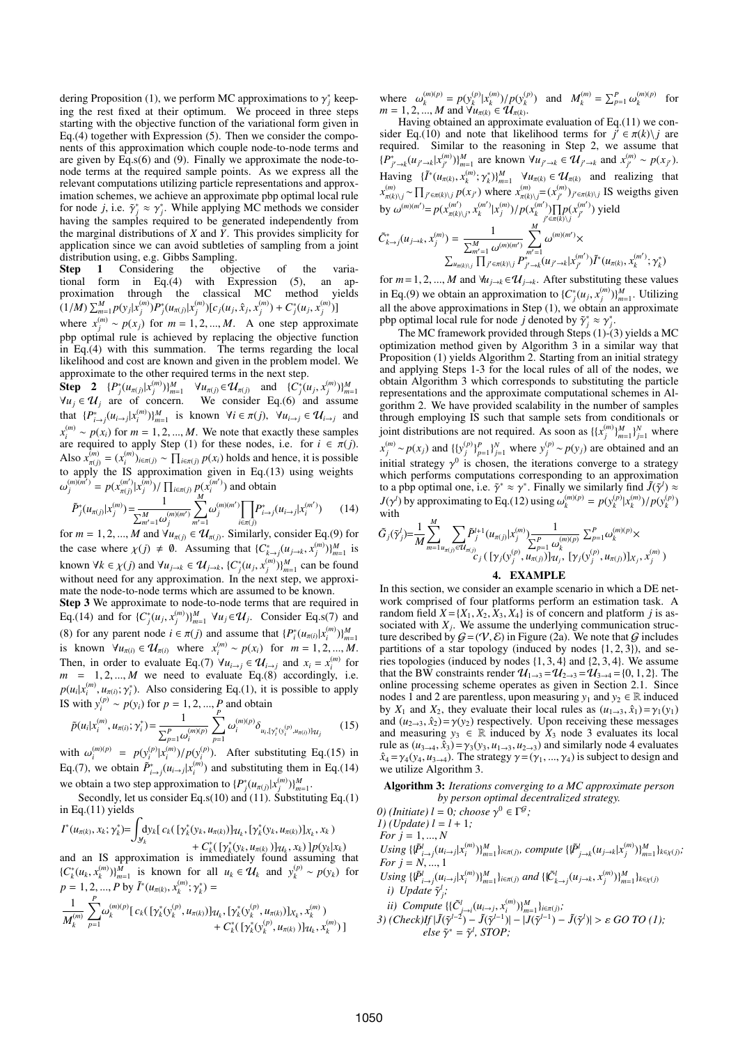dering Proposition (1), we perform MC approximations to $\gamma_j^*$ keeping the rest fixed at their optimum. We proceed in three steps starting with the objective function of the variational form given in Eq.(4) together with Expression (5). Then we consider the components of this approximation which couple node-to-node terms and are given by Eq.s(6) and (9). Finally we approximate the node-to-node terms at the required sample points. As we express all the relevant computations utilizing particle representations and approximation schemes, we achieve an approximate pbp optimal local rule for node $j$, i.e. $\tilde{\gamma}_j^* \approx \gamma_j^*$. While applying MC methods we consider having the samples required to be generated independently from the marginal distributions of $X$ and $Y$. This provides simplicity for application since we can avoid subtleties of sampling from a joint distribution using, e.g. Gibbs Sampling.

**Step 1** Considering the objective of the variational form in Eq.(4) with Expression (5), an approximation through the classical MC method yields $(1/M)\sum_{m=1}^{M} p(y_j|x_j^{(m)}) P_j^*(u_{\pi(j)}|x_j^{(m)})[c_j(u_j,\hat{x}_j,x_j^{(m)}) + C_j^*(u_j,x_j^{(m)})]$ where $x_j^{(m)} \sim p(x_j)$ for $m=1,2,...,M$. A one step approximate pbp optimal rule is achieved by replacing the objective function in Eq.(4) with this summation. The terms regarding the local likelihood and cost are known and given in the problem model. We approximate to the other required terms in the next step.

**Step 2** $\{P_j^*(u_{\pi(j)}|x_j^{(m)})\}_{m=1}^M$ $\forall u_{\pi(j)} \in \mathcal{U}_{\pi(j)}$ and $\{C_j^*(u_j, x_j^{(m)})\}_{m=1}^M$ $\forall u_j \in \mathcal{U}_j$ are of concern. We consider Eq.(6) and assume that $\{P_{i\to j}^*(u_{i\to j}|x_i^{(m)})\}_{m=1}^M$ is known $\forall i \in \pi(j)$, $\forall u_{i\to j} \in \mathcal{U}_{i\to j}$ and $x_i^{(m)} \sim p(x_i)$ for $m=1,2,...,M$. We note that exactly these samples are required to apply Step (1) for these nodes, i.e. for $i \in \pi(j)$. Also $x_{\pi(j)}^{(m)} = (x_i^{(m)})_{i\in\pi(j)} \sim \prod_{i\in\pi(j)} p(x_i)$ holds and hence, it is possible to apply the IS approximation given in Eq.(13) using weights $\omega_j^{(m)(m')} = p(x_{\pi(j)}^{(m')}|x_j^{(m)}) / \prod_{i\in\pi(j)} p(x_i^{(m')})$ and obtain

$$\tilde{P}_j^*(u_{\pi(j)}|x_j^{(m)}) = \frac{1}{\sum_{m'=1}^M \omega_j^{(m)(m')}} \sum_{m'=1}^M \omega_j^{(m)(m')} \prod_{i\in\pi(j)} P_{i\to j}^*(u_{i\to j}|x_i^{(m')}) \quad (14)$$

for $m=1,2,...,M$ and $\forall u_{\pi(j)} \in \mathcal{U}_{\pi(j)}$. Similarly, consider Eq.(9) for the case where $\chi(j) \neq \emptyset$. Assuming that $\{C_{k\to j}^*(u_{j\to k}, x_j^{(m)})\}_{m=1}^M$ is known $\forall k \in \chi(j)$ and $\forall u_{j\to k} \in \mathcal{U}_{j\to k}$, $\{C_j^*(u_j, x_j^{(m)})\}_{m=1}^M$ can be found without need for any approximation. In the next step, we approximate the node-to-node terms which are assumed to be known.

**Step 3** We approximate to node-to-node terms that are required in Eq.(14) and for $\{C_j^*(u_j, x_j^{(m)})\}_{m=1}^M$ $\forall u_j \in \mathcal{U}_j$. Consider Eq.s(7) and (8) for any parent node $i \in \pi(j)$ and assume that $\{P_i^*(u_{\pi(i)}|x_i^{(m)})\}_{m=1}^M$ is known $\forall u_{\pi(i)} \in \mathcal{U}_{\pi(i)}$ where $x_i^{(m)} \sim p(x_i)$ for $m=1,2,...,M$. Then, in order to evaluate Eq.(7) $\forall u_{i\to j} \in \mathcal{U}_{i\to j}$ and $x_i = x_i^{(m)}$ for $m=1,2,...,M$ we need to evaluate Eq.(8) accordingly, i.e. $p(u_i|x_i^{(m)}, u_{\pi(i)}; \gamma_i^*)$. Also considering Eq.(1), it is possible to apply IS with $y_i^{(p)} \sim p(y_i)$ for $p=1,2,...,P$ and obtain

$$\tilde{p}(u_i|x_i^{(m)}, u_{\pi(i)}; \gamma_i^*) = \frac{1}{\sum_{p=1}^P \omega_i^{(m)(p)}} \sum_{p=1}^P \omega_i^{(m)(p)} \delta_{u_i, [\gamma_i^*(y_i^{(p)}, u_{\pi(i)})]_{\mathcal{U}_j}} \quad (15)$$

with $\omega_i^{(m)(p)} = p(y_i^{(p)}|x_i^{(m)}) / p(y_i^{(p)})$. After substituting Eq.(15) in Eq.(7), we obtain $\tilde{P}_{i\to j}^*(u_{i\to j}|x_i^{(m)})$ and substituting them in Eq.(14) we obtain a two step approximation to $\{P_j^*(u_{\pi(j)}|x_j^{(m)})\}_{m=1}^M$.

Secondly, let us consider Eq.s(10) and (11). Substituting Eq.(1) in Eq.(11) yields

$$I^*(u_{\pi(k)}, x_k; \gamma_k^*) = \int_{\mathcal{Y}_k} dy_k [\, c_k([\gamma_k^*(y_k, u_{\pi(k)})]_{\mathcal{U}_k}, [\gamma_k^*(y_k, u_{\pi(k)})]_{\mathcal{X}_k}, x_k) + C_k^*([\gamma_k^*(y_k, u_{\pi(k)})]_{\mathcal{U}_k}, x_k)\,] p(y_k|x_k)$$

and an IS approximation is immediately found assuming that $\{C_k^*(u_k, x_k^{(m)})\}_{m=1}^M$ is known for all $u_k \in \mathcal{U}_k$ and $y_k^{(p)} \sim p(y_k)$ for $p=1,2,...,P$ by $\tilde{I}^*(u_{\pi(k)}, x_k^{(m)}; \gamma_k^*) =$

$$\frac{1}{M_k^{(m)}} \sum_{p=1}^P \omega_k^{(m)(p)} [\, c_k([\gamma_k^*(y_k^{(p)}, u_{\pi(k)})]_{\mathcal{U}_k}, [\gamma_k^*(y_k^{(p)}, u_{\pi(k)})]_{\mathcal{X}_k}, x_k^{(m)}) + C_k^*([\gamma_k^*(y_k^{(p)}, u_{\pi(k)})]_{\mathcal{U}_k}, x_k^{(m)})\,]$$

where $\omega_k^{(m)(p)} = p(y_k^{(p)}|x_k^{(m)})/p(y_k^{(p)})$ and $M_k^{(m)} = \sum_{p=1}^P \omega_k^{(m)(p)}$ for $m=1,2,...,M$ and $\forall u_{\pi(k)} \in \mathcal{U}_{\pi(k)}$.

Having obtained an approximate evaluation of Eq.(11) we consider Eq.(10) and note that likelihood terms for $j' \in \pi(k)\backslash j$ are required. Similar to the reasoning in Step 2, we assume that $\{P_{j'\to k}^*(u_{j'\to k}|x_{j'}^{(m)})\}_{m=1}^M$ are known $\forall u_{j'\to k} \in \mathcal{U}_{j'\to k}$ and $x_{j'}^{(m)} \sim p(x_{j'})$. Having $\{\tilde{I}^*(u_{\pi(k)}, x_k^{(m)}; \gamma_k^*)\}_{m=1}^M$ $\forall u_{\pi(k)} \in \mathcal{U}_{\pi(k)}$ and realizing that $x_{\pi(k)\backslash j}^{(m)} \sim \prod_{j'\in\pi(k)\backslash j} p(x_{j'})$ where $x_{\pi(k)\backslash j}^{(m)} = (x_{j'}^{(m)})_{j'\in\pi(k)\backslash j}$ IS weigths given by $\omega^{(m)(m')} = p(x_{\pi(k)\backslash j}^{(m')}, x_k^{(m')}|x_j^{(m)}) / p(x_k^{(m')}) \prod_{j'\in\pi(k)\backslash j} p(x_{j'}^{(m')})$ yield

$$\tilde{C}_{k\to j}^*(u_{j\to k}, x_j^{(m)}) = \frac{1}{\sum_{m'=1}^M \omega^{(m)(m')}} \sum_{m'=1}^M \omega^{(m)(m')} \times \sum_{u_{\pi(k)\backslash j}} \prod_{j'\in\pi(k)\backslash j} P_{j'\to k}^*(u_{j'\to k}|x_{j'}^{(m')}) \tilde{I}^*(u_{\pi(k)}, x_k^{(m')}; \gamma_k^*)$$

for $m=1,2,...,M$ and $\forall u_{j\to k} \in \mathcal{U}_{j\to k}$. After substituting these values in Eq.(9) we obtain an approximation to $\{C_j^*(u_j, x_j^{(m)})\}_{m=1}^M$. Utilizing all the above approximations in Step (1), we obtain an approximate pbp optimal local rule for node $j$ denoted by $\tilde{\gamma}_j^* \approx \gamma_j^*$.

The MC framework provided through Steps (1)-(3) yields a MC optimization method given by Algorithm 3 in a similar way that Proposition (1) yields Algorithm 2. Starting from an initial strategy and applying Steps 1-3 for the local rules of all of the nodes, we obtain Algorithm 3 which corresponds to substituting the particle representations and the approximate computational schemes in Algorithm 2. We have provided scalability in the number of samples through employing IS such that sample sets from conditionals or joint distributions are not required. As soon as $\{\{x_j^{(m)}\}_{m=1}^M\}_{j=1}^N$ where $x_j^{(m)} \sim p(x_j)$ and $\{\{y_j^{(p)}\}_{p=1}^P\}_{j=1}^N$ where $y_j^{(p)} \sim p(y_j)$ are obtained and an initial strategy $\gamma^0$ is chosen, the iterations converge to a strategy which performs computations corresponding to an approximation to a pbp optimal one, i.e. $\tilde{\gamma}^* \approx \gamma^*$. Finally we similarly find $\tilde{J}(\tilde{\gamma}^l) \approx J(\gamma^l)$ by approximating to Eq.(12) using $\omega_k^{(m)(p)} = p(y_k^{(p)}|x_k^{(m)})/p(y_k^{(p)})$ with

$$\tilde{G}_j(\tilde{\gamma}_j^l) = \frac{1}{M} \sum_{m=1}^M \sum_{u_{\pi(j)}\in\mathcal{U}_{\pi(j)}} \tilde{P}_j^{l+1}(u_{\pi(j)}|x_j^{(m)}) \frac{1}{\sum_{p=1}^P \omega_k^{(m)(p)}} \sum_{p=1}^P \omega_k^{(m)(p)} \times c_j([\gamma_j(y_j^{(p)}, u_{\pi(j)})]_{\mathcal{U}_j}, [\gamma_j(y_j^{(p)}, u_{\pi(j)})]_{\mathcal{X}_j}, x_j^{(m)})$$

## 4. EXAMPLE

In this section, we consider an example scenario in which a DE network comprised of four platforms perform an estimation task. A random field $X = \{X_1, X_2, X_3, X_4\}$ is of concern and platform $j$ is associated with $X_j$. We assume the underlying communication structure described by $\mathcal{G} = (\mathcal{V}, \mathcal{E})$ in Figure (2a). We note that $\mathcal{G}$ includes partitions of a star topology (induced by nodes $\{1,2,3\}$), and series topologies (induced by nodes $\{1,3,4\}$ and $\{2,3,4\}$. We assume that the BW constraints render $\mathcal{U}_{1\to3} = \mathcal{U}_{2\to3} = \mathcal{U}_{3\to4} = \{0,1,2\}$. The online processing scheme operates as given in Section 2.1. Since nodes 1 and 2 are parentless, upon measuring $y_1$ and $y_2 \in \mathbb{R}$ induced by $X_1$ and $X_2$, they evaluate their local rules as $(u_{1\to3}, \hat{x}_1) = \gamma_1(y_1)$ and $(u_{2\to3}, \hat{x}_2) = \gamma(y_2)$ respectively. Upon receiving these messages and measuring $y_3 \in \mathbb{R}$ induced by $X_3$ node 3 evaluates its local rule as $(u_{3\to4}, \hat{x}_3) = \gamma_3(y_3, u_{1\to3}, u_{2\to3})$ and similarly node 4 evaluates $\hat{x}_4 = \gamma_4(y_4, u_{3\to4})$. The strategy $\gamma = (\gamma_1, ..., \gamma_4)$ is subject to design and we utilize Algorithm 3.

**Algorithm 3:** *Iterations converging to a MC approximate person by person optimal decentralized strategy.*

*0) (Initiate)* $l = 0$; *choose* $\gamma^0 \in \Gamma^{\mathcal{G}}$;
*1) (Update)* $l = l + 1$;
*For* $j = 1, ..., N$
*Using* $\{\{\tilde{P}_{i\to j}^l(u_{i\to j}|x_i^{(m)})\}_{m=1}^M\}_{i\in\pi(j)}$, *compute* $\{\{\tilde{P}_{j\to k}^l(u_{j\to k}|x_j^{(m)})\}_{m=1}^M\}_{k\in\chi(j)}$;
*For* $j = N, ..., 1$
*Using* $\{\{\tilde{P}_{i\to j}^l(u_{i\to j}|x_i^{(m)})\}_{m=1}^M\}_{i\in\pi(j)}$ *and* $\{\{\tilde{C}_{k\to j}^l(u_{j\to k}, x_j^{(m)})\}_{m=1}^M\}_{k\in\chi(j)}$
*i) Update* $\tilde{\gamma}_j^l$;
*ii) Compute* $\{\{\tilde{C}_{j\to i}^l(u_{i\to j}, x_i^{(m)})\}_{m=1}^M\}_{i\in\pi(j)}$;
*3) (Check)If* $|\tilde{J}(\tilde{\gamma}^{l-2}) - \tilde{J}(\tilde{\gamma}^{l-1})| - |\tilde{J}(\tilde{\gamma}^{l-1}) - \tilde{J}(\tilde{\gamma}^l)| > \varepsilon$ *GO TO (1);*
*else* $\tilde{\gamma}^* = \tilde{\gamma}^l$, *STOP;*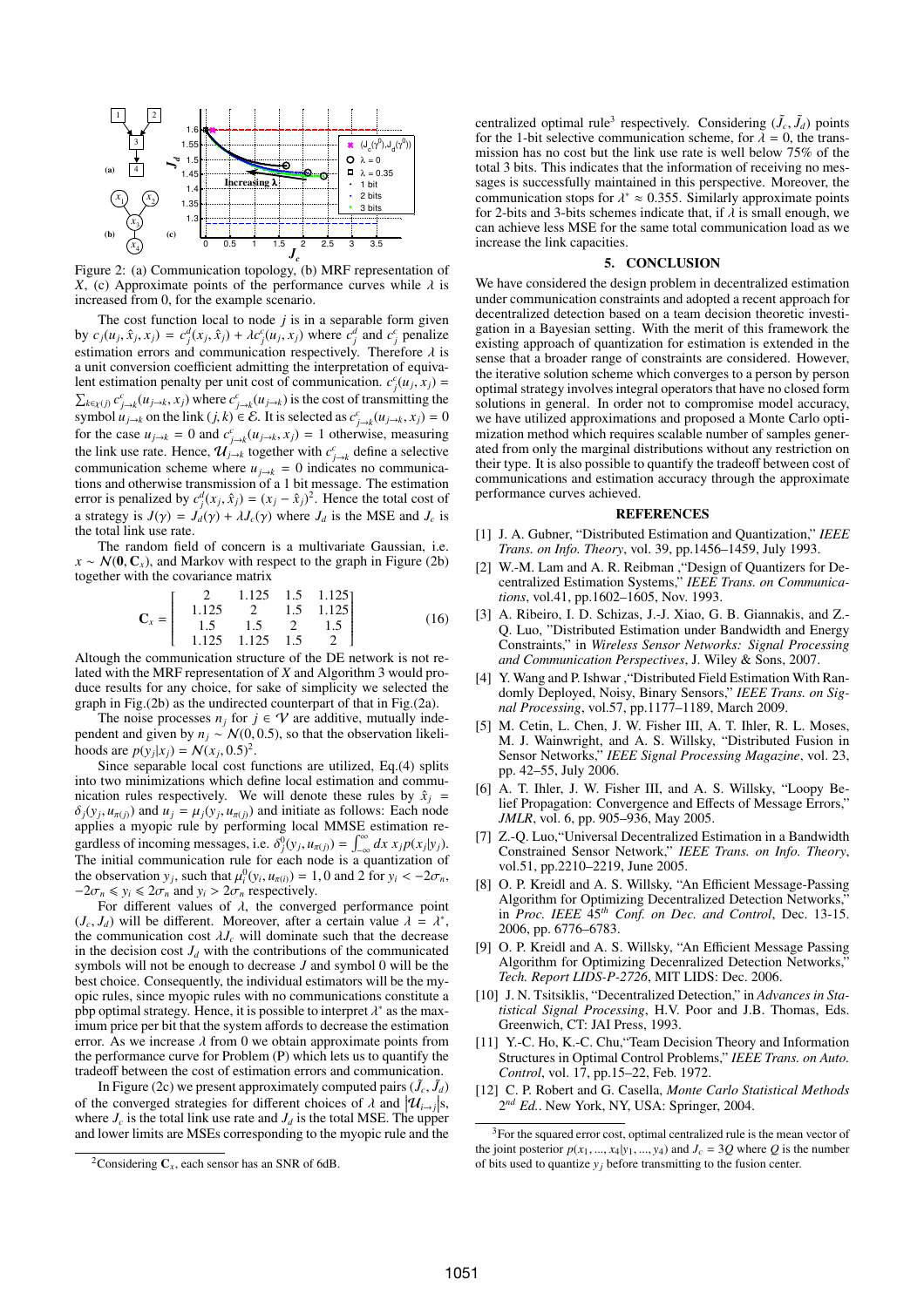(a) 1 2 3 4

(b) $x_1$ $x_2$ $x_3$ $x_4$

(c)

$J_d$

1.6
1.55
1.5
1.45
1.4
1.35
1.3

0 0.5 1 1.5 2 2.5 3 3.5

$J_c$

Increasing λ

$(J_c(\gamma^0), J_d(\gamma^0))$
λ = 0
λ = 0.35
1 bit
2 bits
3 bits

Figure 2: (a) Communication topology, (b) MRF representation of $X$, (c) Approximate points of the performance curves while $\lambda$ is increased from 0, for the example scenario.

The cost function local to node $j$ is in a separable form given by $c_j(u_j, \hat{x}_j, x_j) = c^d_j(x_j, \hat{x}_j) + \lambda c^c_j(u_j, x_j)$ where $c^d_j$ and $c^c_j$ penalize estimation errors and communication respectively. Therefore $\lambda$ is a unit conversion coefficient admitting the interpretation of equivalent estimation penalty per unit cost of communication. $c^c_j(u_j, x_j) = \sum_{k \in \chi(j)} c^c_{j\to k}(u_{j\to k}, x_j)$ where $c^c_{j\to k}(u_{j\to k})$ is the cost of transmitting the symbol $u_{j\to k}$ on the link $(j,k) \in \mathcal{E}$. It is selected as $c^c_{j\to k}(u_{j\to k}, x_j) = 0$ for the case $u_{j\to k} = 0$ and $c^c_{j\to k}(u_{j\to k}, x_j) = 1$ otherwise, measuring the link use rate. Hence, $\mathcal{U}_{j\to k}$ together with $c^c_{j\to k}$ define a selective communication scheme where $u_{j\to k} = 0$ indicates no communications and otherwise transmission of a 1 bit message. The estimation error is penalized by $c^d_j(x_j, \hat{x}_j) = (x_j - \hat{x}_j)^2$. Hence the total cost of a strategy is $J(\gamma) = J_d(\gamma) + \lambda J_c(\gamma)$ where $J_d$ is the MSE and $J_c$ is the total link use rate.

The random field of concern is a multivariate Gaussian, i.e. $x \sim \mathcal{N}(\mathbf{0}, \mathbf{C}_x)$, and Markov with respect to the graph in Figure (2b) together with the covariance matrix

$$\mathbf{C}_x = \begin{bmatrix} 2 & 1.125 & 1.5 & 1.125 \\ 1.125 & 2 & 1.5 & 1.125 \\ 1.5 & 1.5 & 2 & 1.5 \\ 1.125 & 1.125 & 1.5 & 2 \end{bmatrix} \quad (16)$$

Altough the communication structure of the DE network is not related with the MRF representation of $X$ and Algorithm 3 would produce results for any choice, for sake of simplicity we selected the graph in Fig.(2b) as the undirected counterpart of that in Fig.(2a).

The noise processes $n_j$ for $j \in \mathcal{V}$ are additive, mutually independent and given by $n_j \sim \mathcal{N}(0, 0.5)$, so that the observation likelihoods are $p(y_j|x_j) = \mathcal{N}(x_j, 0.5)$[2].

Since separable local cost functions are utilized, Eq.(4) splits into two minimizations which define local estimation and communication rules respectively. We will denote these rules by $\hat{x}_j = \delta_j(y_j, u_{\pi(j)})$ and $u_j = \mu_j(y_j, u_{\pi(j)})$ and initiate as follows: Each node applies a myopic rule by performing local MMSE estimation regardless of incoming messages, i.e. $\delta^0_j(y_j, u_{\pi(j)}) = \int_{-\infty}^{\infty} dx\, x_j p(x_j|y_j)$. The initial communication rule for each node is a quantization of the observation $y_j$, such that $\mu^0_i(y_i, u_{\pi(i)}) = 1, 0$ and $2$ for $y_i < -2\sigma_n$, $-2\sigma_n \leqslant y_i \leqslant 2\sigma_n$ and $y_i > 2\sigma_n$ respectively.

For different values of $\lambda$, the converged performance point $(J_c, J_d)$ will be different. Moreover, after a certain value $\lambda = \lambda^*$, the communication cost $\lambda J_c$ will dominate such that the decrease in the decision cost $J_d$ with the contributions of the communicated symbols will not be enough to decrease $J$ and symbol 0 will be the best choice. Consequently, the individual estimators will be the myopic rules, since myopic rules with no communications constitute a pbp optimal strategy. Hence, it is possible to interpret $\lambda^*$ as the maximum price per bit that the system affords to decrease the estimation error. As we increase $\lambda$ from 0 we obtain approximate points from the performance curve for Problem (P) which lets us to quantify the tradeoff between the cost of estimation errors and communication.

In Figure (2c) we present approximately computed pairs $(\tilde{J}_c, \tilde{J}_d)$ of the converged strategies for different choices of $\lambda$ and $|\mathcal{U}_{i\to j}|$s, where $J_c$ is the total link use rate and $J_d$ is the total MSE. The upper and lower limits are MSEs corresponding to the myopic rule and the centralized optimal rule[3] respectively. Considering $(\tilde{J}_c, \tilde{J}_d)$ points for the 1-bit selective communication scheme, for $\lambda = 0$, the transmission has no cost but the link use rate is well below 75% of the total 3 bits. This indicates that the information of receiving no messages is successfully maintained in this perspective. Moreover, the communication stops for $\lambda^* \approx 0.355$. Similarly approximate points for 2-bits and 3-bits schemes indicate that, if $\lambda$ is small enough, we can achieve less MSE for the same total communication load as we increase the link capacities.

[2] Considering $\mathbf{C}_x$, each sensor has an SNR of 6dB.

[3] For the squared error cost, optimal centralized rule is the mean vector of the joint posterior $p(x_1, ..., x_4|y_1, ..., y_4)$ and $J_c = 3Q$ where $Q$ is the number of bits used to quantize $y_j$ before transmitting to the fusion center.

## 5. CONCLUSION

We have considered the design problem in decentralized estimation under communication constraints and adopted a recent approach for decentralized detection based on a team decision theoretic investigation in a Bayesian setting. With the merit of this framework the existing approach of quantization for estimation is extended in the sense that a broader range of constraints are considered. However, the iterative solution scheme which converges to a person by person optimal strategy involves integral operators that have no closed form solutions in general. In order not to compromise model accuracy, we have utilized approximations and proposed a Monte Carlo optimization method which requires scalable number of samples generated from only the marginal distributions without any restriction on their type. It is also possible to quantify the tradeoff between cost of communications and estimation accuracy through the approximate performance curves achieved.

## REFERENCES

[1] J. A. Gubner, "Distributed Estimation and Quantization," *IEEE Trans. on Info. Theory*, vol. 39, pp.1456–1459, July 1993.

[2] W.-M. Lam and A. R. Reibman ,"Design of Quantizers for Decentralized Estimation Systems," *IEEE Trans. on Communications*, vol.41, pp.1602–1605, Nov. 1993.

[3] A. Ribeiro, I. D. Schizas, J.-J. Xiao, G. B. Giannakis, and Z.-Q. Luo, "Distributed Estimation under Bandwidth and Energy Constraints," in *Wireless Sensor Networks: Signal Processing and Communication Perspectives*, J. Wiley & Sons, 2007.

[4] Y. Wang and P. Ishwar ,"Distributed Field Estimation With Randomly Deployed, Noisy, Binary Sensors," *IEEE Trans. on Signal Processing*, vol.57, pp.1177–1189, March 2009.

[5] M. Cetin, L. Chen, J. W. Fisher III, A. T. Ihler, R. L. Moses, M. J. Wainwright, and A. S. Willsky, "Distributed Fusion in Sensor Networks," *IEEE Signal Processing Magazine*, vol. 23, pp. 42–55, July 2006.

[6] A. T. Ihler, J. W. Fisher III, and A. S. Willsky, "Loopy Belief Propagation: Convergence and Effects of Message Errors," *JMLR*, vol. 6, pp. 905–936, May 2005.

[7] Z.-Q. Luo,"Universal Decentralized Estimation in a Bandwidth Constrained Sensor Network," *IEEE Trans. on Info. Theory*, vol.51, pp.2210–2219, June 2005.

[8] O. P. Kreidl and A. S. Willsky, "An Efficient Message-Passing Algorithm for Optimizing Decentralized Detection Networks," in *Proc. IEEE 45th Conf. on Dec. and Control*, Dec. 13-15. 2006, pp. 6776–6783.

[9] O. P. Kreidl and A. S. Willsky, "An Efficient Message Passing Algorithm for Optimizing Decenralized Detection Networks," *Tech. Report LIDS-P-2726*, MIT LIDS: Dec. 2006.

[10] J. N. Tsitsiklis, "Decentralized Detection," in *Advances in Statistical Signal Processing*, H.V. Poor and J.B. Thomas, Eds. Greenwich, CT: JAI Press, 1993.

[11] Y.-C. Ho, K.-C. Chu,"Team Decision Theory and Information Structures in Optimal Control Problems," *IEEE Trans. on Auto. Control*, vol. 17, pp.15–22, Feb. 1972.

[12] C. P. Robert and G. Casella, *Monte Carlo Statistical Methods 2nd Ed.*. New York, NY, USA: Springer, 2004.